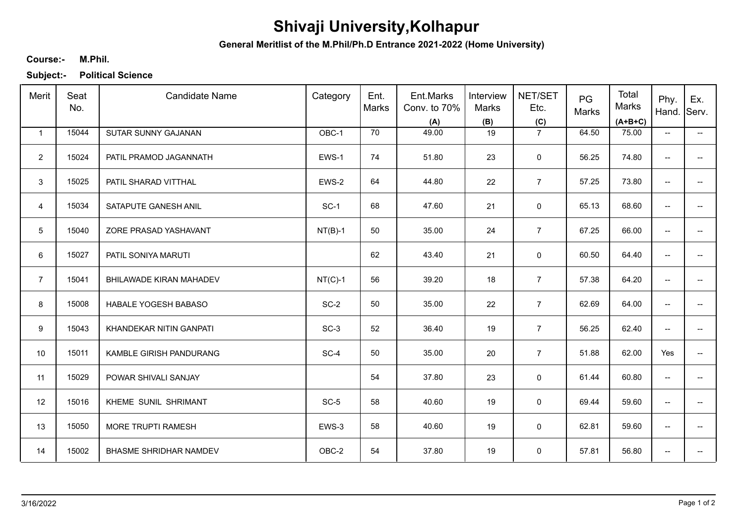# Shivaji University,Kolhapur

**General Meritlist of the M.Phil/Ph.D Entrance 2021-2022 (Home University)**

**Course:-** **M.Phil.**

**Subject:-** **Political Science**

| Merit | Seat No. | Candidate Name | Category | Ent. Marks | Ent.Marks Conv. to 70% (A) | Interview Marks (B) | NET/SET Etc. (C) | PG Marks | Total Marks (A+B+C) | Phy. Hand. | Ex. Serv. |
|---|---|---|---|---|---|---|---|---|---|---|---|
| 1 | 15044 | SUTAR SUNNY GAJANAN | OBC-1 | 70 | 49.00 | 19 | 7 | 64.50 | 75.00 | -- | -- |
| 2 | 15024 | PATIL PRAMOD JAGANNATH | EWS-1 | 74 | 51.80 | 23 | 0 | 56.25 | 74.80 | -- | -- |
| 3 | 15025 | PATIL SHARAD VITTHAL | EWS-2 | 64 | 44.80 | 22 | 7 | 57.25 | 73.80 | -- | -- |
| 4 | 15034 | SATAPUTE GANESH ANIL | SC-1 | 68 | 47.60 | 21 | 0 | 65.13 | 68.60 | -- | -- |
| 5 | 15040 | ZORE PRASAD YASHAVANT | NT(B)-1 | 50 | 35.00 | 24 | 7 | 67.25 | 66.00 | -- | -- |
| 6 | 15027 | PATIL SONIYA MARUTI | | 62 | 43.40 | 21 | 0 | 60.50 | 64.40 | -- | -- |
| 7 | 15041 | BHILAWADE KIRAN MAHADEV | NT(C)-1 | 56 | 39.20 | 18 | 7 | 57.38 | 64.20 | -- | -- |
| 8 | 15008 | HABALE YOGESH BABASO | SC-2 | 50 | 35.00 | 22 | 7 | 62.69 | 64.00 | -- | -- |
| 9 | 15043 | KHANDEKAR NITIN GANPATI | SC-3 | 52 | 36.40 | 19 | 7 | 56.25 | 62.40 | -- | -- |
| 10 | 15011 | KAMBLE GIRISH PANDURANG | SC-4 | 50 | 35.00 | 20 | 7 | 51.88 | 62.00 | Yes | -- |
| 11 | 15029 | POWAR SHIVALI SANJAY | | 54 | 37.80 | 23 | 0 | 61.44 | 60.80 | -- | -- |
| 12 | 15016 | KHEME SUNIL SHRIMANT | SC-5 | 58 | 40.60 | 19 | 0 | 69.44 | 59.60 | -- | -- |
| 13 | 15050 | MORE TRUPTI RAMESH | EWS-3 | 58 | 40.60 | 19 | 0 | 62.81 | 59.60 | -- | -- |
| 14 | 15002 | BHASME SHRIDHAR NAMDEV | OBC-2 | 54 | 37.80 | 19 | 0 | 57.81 | 56.80 | -- | -- |

3/16/2022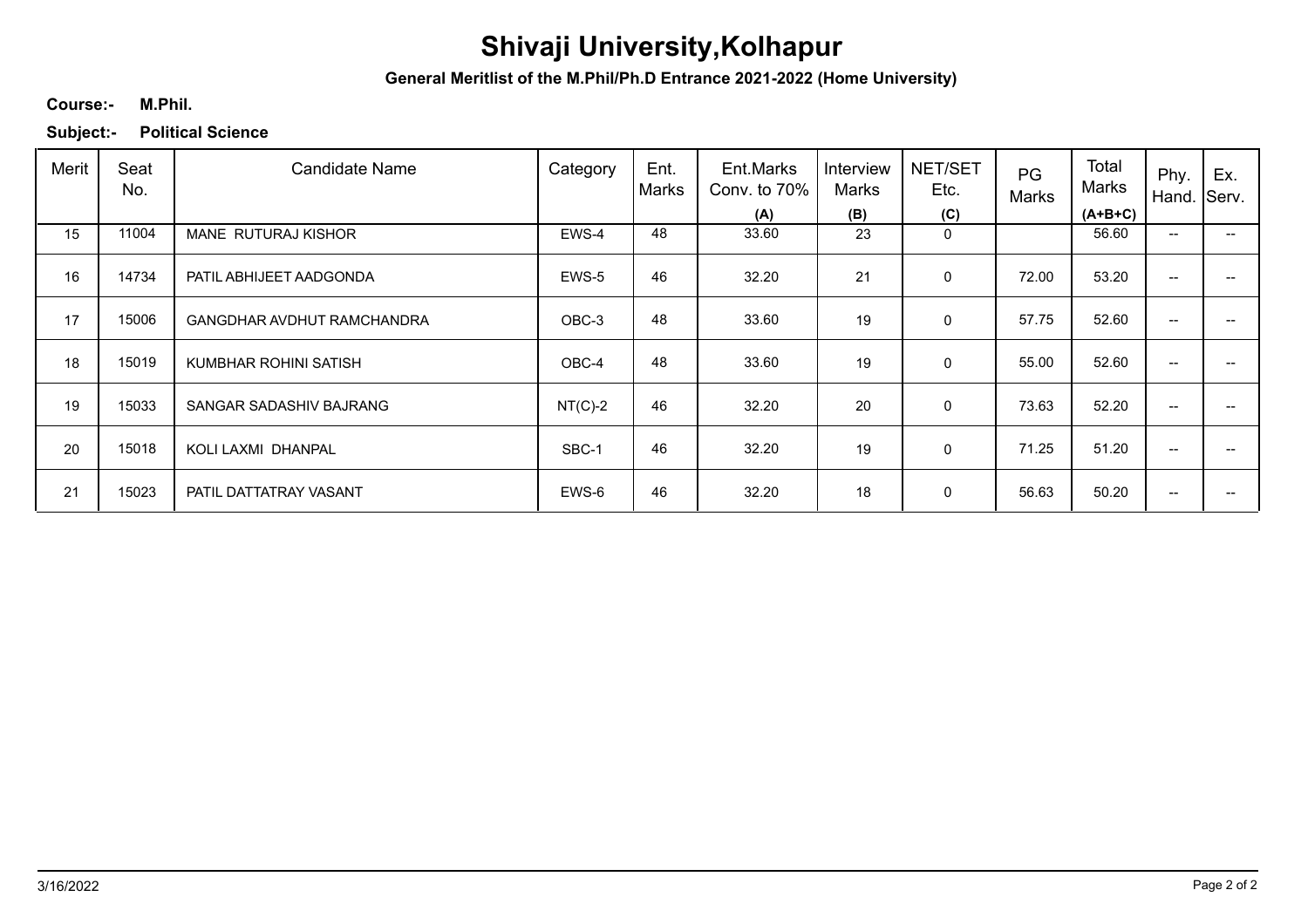# Shivaji University,Kolhapur

**General Meritlist of the M.Phil/Ph.D Entrance 2021-2022 (Home University)**

**Course:-** **M.Phil.**

**Subject:-** **Political Science**

| Merit | Seat No. | Candidate Name | Category | Ent. Marks | Ent.Marks Conv. to 70% (A) | Interview Marks (B) | NET/SET Etc. (C) | PG Marks | Total Marks (A+B+C) | Phy. Hand. | Ex. Serv. |
|---|---|---|---|---|---|---|---|---|---|---|---|
| 15 | 11004 | MANE RUTURAJ KISHOR | EWS-4 | 48 | 33.60 | 23 | 0 | | 56.60 | -- | -- |
| 16 | 14734 | PATIL ABHIJEET AADGONDA | EWS-5 | 46 | 32.20 | 21 | 0 | 72.00 | 53.20 | -- | -- |
| 17 | 15006 | GANGDHAR AVDHUT RAMCHANDRA | OBC-3 | 48 | 33.60 | 19 | 0 | 57.75 | 52.60 | -- | -- |
| 18 | 15019 | KUMBHAR ROHINI SATISH | OBC-4 | 48 | 33.60 | 19 | 0 | 55.00 | 52.60 | -- | -- |
| 19 | 15033 | SANGAR SADASHIV BAJRANG | NT(C)-2 | 46 | 32.20 | 20 | 0 | 73.63 | 52.20 | -- | -- |
| 20 | 15018 | KOLI LAXMI DHANPAL | SBC-1 | 46 | 32.20 | 19 | 0 | 71.25 | 51.20 | -- | -- |
| 21 | 15023 | PATIL DATTATRAY VASANT | EWS-6 | 46 | 32.20 | 18 | 0 | 56.63 | 50.20 | -- | -- |

3/16/2022